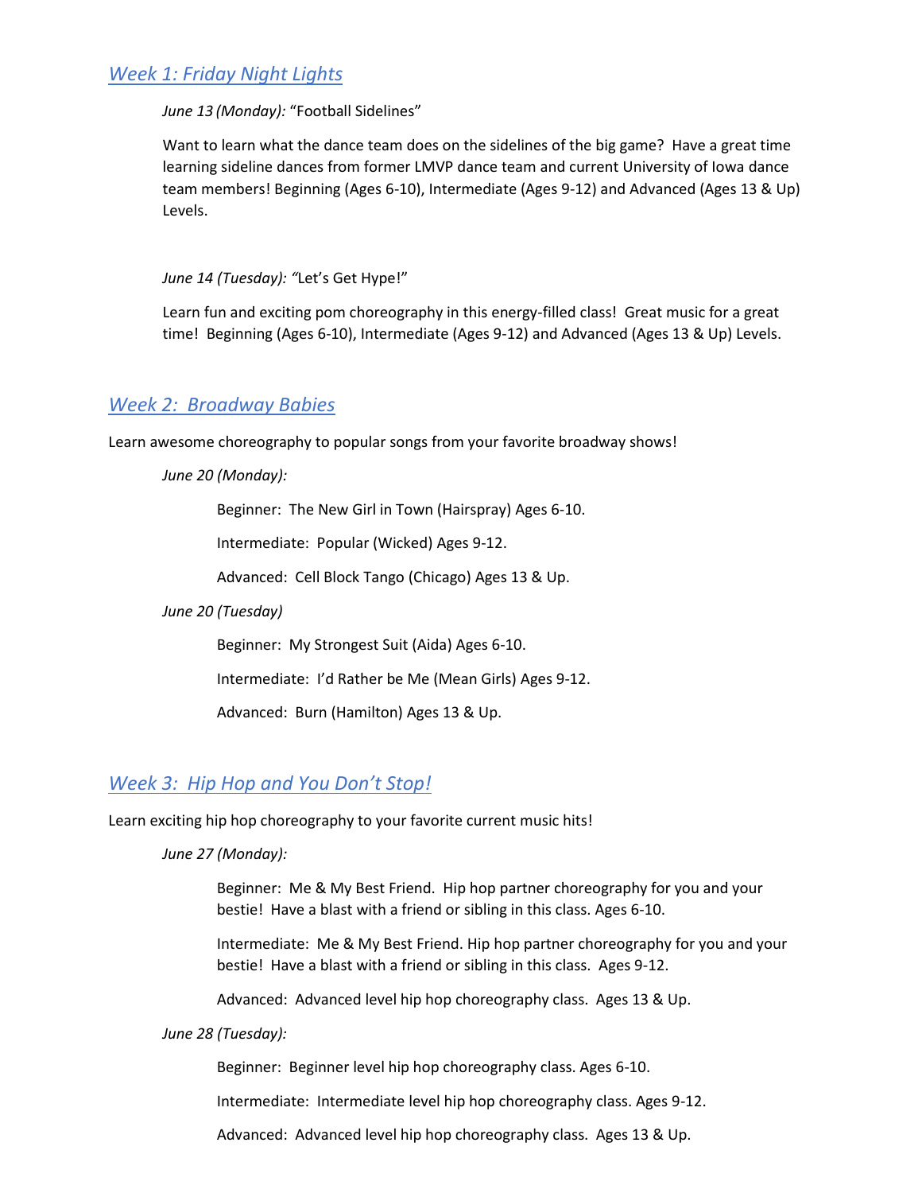## *Week 1: Friday Night Lights*

*June 13 (Monday):* "Football Sidelines"

Want to learn what the dance team does on the sidelines of the big game? Have a great time learning sideline dances from former LMVP dance team and current University of Iowa dance team members! Beginning (Ages 6-10), Intermediate (Ages 9-12) and Advanced (Ages 13 & Up) Levels.

*June 14 (Tuesday): "*Let's Get Hype!"

Learn fun and exciting pom choreography in this energy-filled class! Great music for a great time! Beginning (Ages 6-10), Intermediate (Ages 9-12) and Advanced (Ages 13 & Up) Levels.

## *Week 2: Broadway Babies*

Learn awesome choreography to popular songs from your favorite broadway shows!

*June 20 (Monday):*

Beginner: The New Girl in Town (Hairspray) Ages 6-10.

Intermediate: Popular (Wicked) Ages 9-12.

Advanced: Cell Block Tango (Chicago) Ages 13 & Up.

*June 20 (Tuesday)*

Beginner: My Strongest Suit (Aida) Ages 6-10.

Intermediate: I'd Rather be Me (Mean Girls) Ages 9-12.

Advanced: Burn (Hamilton) Ages 13 & Up.

## *Week 3: Hip Hop and You Don't Stop!*

Learn exciting hip hop choreography to your favorite current music hits!

*June 27 (Monday):*

Beginner: Me & My Best Friend. Hip hop partner choreography for you and your bestie! Have a blast with a friend or sibling in this class. Ages 6-10.

Intermediate: Me & My Best Friend. Hip hop partner choreography for you and your bestie! Have a blast with a friend or sibling in this class. Ages 9-12.

Advanced: Advanced level hip hop choreography class. Ages 13 & Up.

*June 28 (Tuesday):*

Beginner: Beginner level hip hop choreography class. Ages 6-10.

Intermediate: Intermediate level hip hop choreography class. Ages 9-12.

Advanced: Advanced level hip hop choreography class. Ages 13 & Up.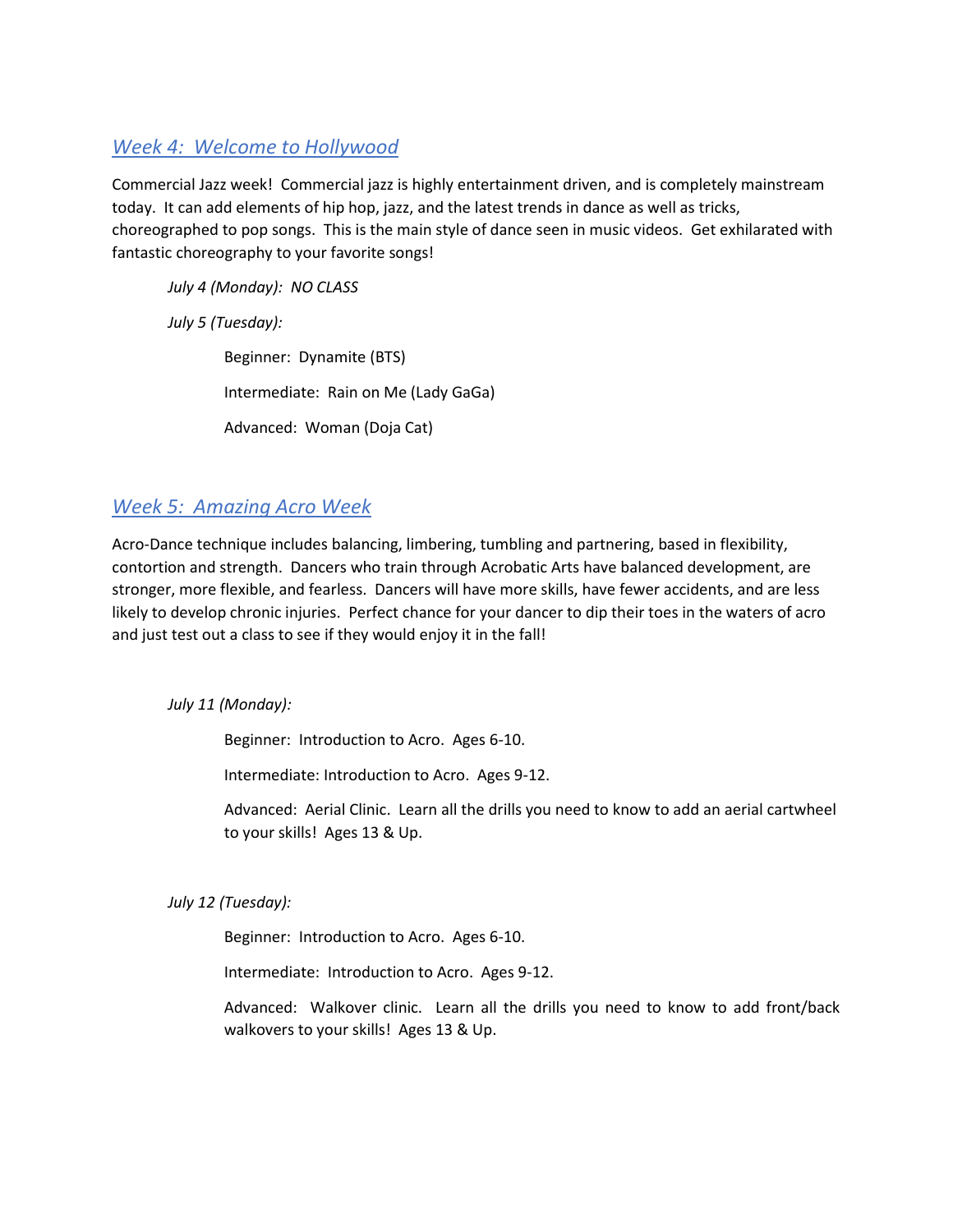## *Week 4: Welcome to Hollywood*

Commercial Jazz week! Commercial jazz is highly entertainment driven, and is completely mainstream today. It can add elements of hip hop, jazz, and the latest trends in dance as well as tricks, choreographed to pop songs. This is the main style of dance seen in music videos. Get exhilarated with fantastic choreography to your favorite songs!

*July 4 (Monday): NO CLASS*

*July 5 (Tuesday):*

Beginner: Dynamite (BTS)

Intermediate: Rain on Me (Lady GaGa)

Advanced: Woman (Doja Cat)

## *Week 5: Amazing Acro Week*

Acro-Dance technique includes balancing, limbering, tumbling and partnering, based in flexibility, contortion and strength. Dancers who train through Acrobatic Arts have balanced development, are stronger, more flexible, and fearless. Dancers will have more skills, have fewer accidents, and are less likely to develop chronic injuries. Perfect chance for your dancer to dip their toes in the waters of acro and just test out a class to see if they would enjoy it in the fall!

*July 11 (Monday):*

Beginner: Introduction to Acro. Ages 6-10.

Intermediate: Introduction to Acro. Ages 9-12.

Advanced: Aerial Clinic. Learn all the drills you need to know to add an aerial cartwheel to your skills! Ages 13 & Up.

*July 12 (Tuesday):*

Beginner: Introduction to Acro. Ages 6-10.

Intermediate: Introduction to Acro. Ages 9-12.

Advanced: Walkover clinic. Learn all the drills you need to know to add front/back walkovers to your skills! Ages 13 & Up.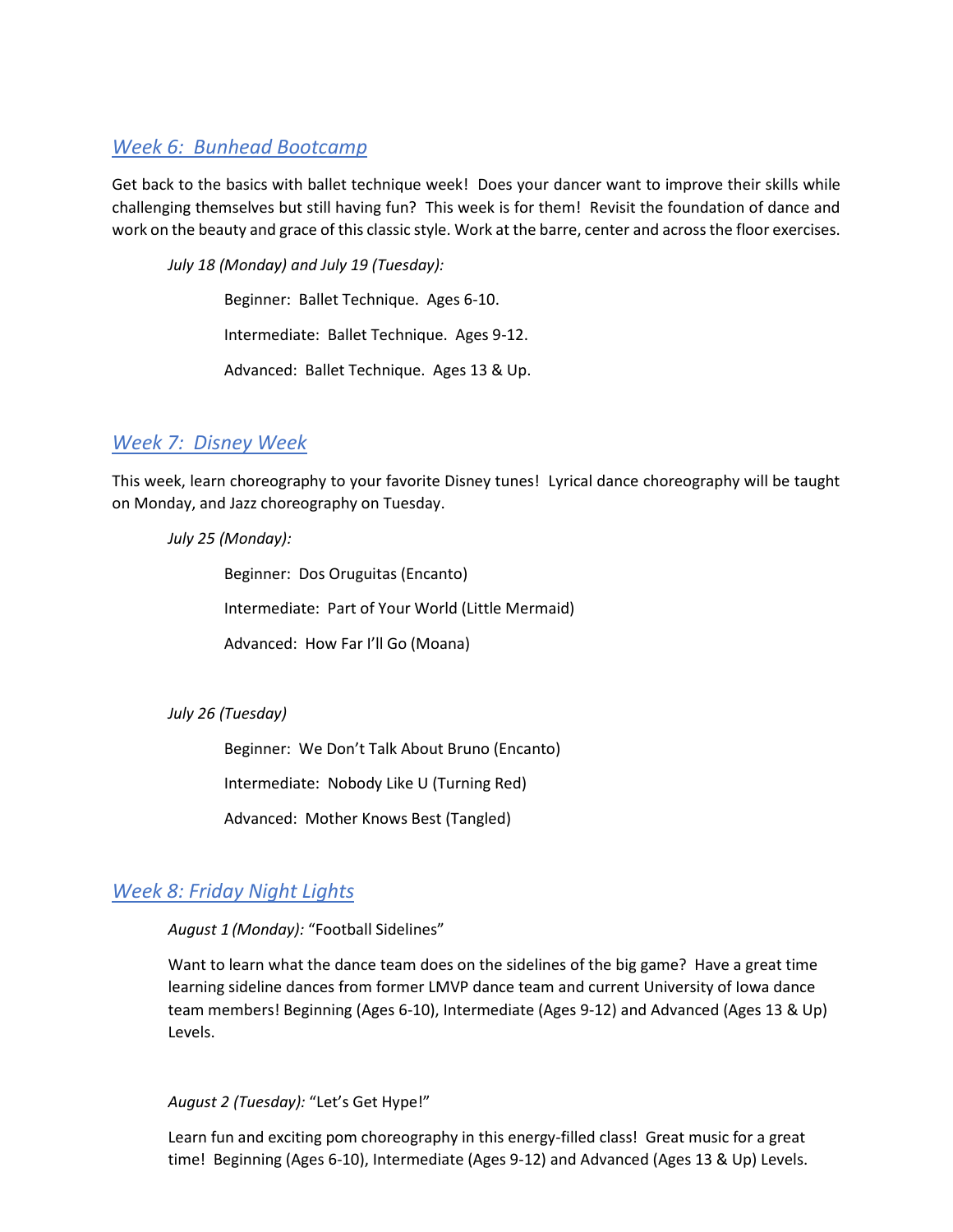## *Week 6: Bunhead Bootcamp*

Get back to the basics with ballet technique week! Does your dancer want to improve their skills while challenging themselves but still having fun? This week is for them! Revisit the foundation of dance and work on the beauty and grace of this classic style. Work at the barre, center and across the floor exercises.

*July 18 (Monday) and July 19 (Tuesday):*

Beginner: Ballet Technique. Ages 6-10.

Intermediate: Ballet Technique. Ages 9-12.

Advanced: Ballet Technique. Ages 13 & Up.

## *Week 7: Disney Week*

This week, learn choreography to your favorite Disney tunes! Lyrical dance choreography will be taught on Monday, and Jazz choreography on Tuesday.

*July 25 (Monday):*

Beginner: Dos Oruguitas (Encanto)

Intermediate: Part of Your World (Little Mermaid)

Advanced: How Far I'll Go (Moana)

*July 26 (Tuesday)*

Beginner: We Don't Talk About Bruno (Encanto)

Intermediate: Nobody Like U (Turning Red)

Advanced: Mother Knows Best (Tangled)

## *Week 8: Friday Night Lights*

*August 1 (Monday):* "Football Sidelines"

Want to learn what the dance team does on the sidelines of the big game? Have a great time learning sideline dances from former LMVP dance team and current University of Iowa dance team members! Beginning (Ages 6-10), Intermediate (Ages 9-12) and Advanced (Ages 13 & Up) Levels.

*August 2 (Tuesday):* "Let's Get Hype!"

Learn fun and exciting pom choreography in this energy-filled class! Great music for a great time! Beginning (Ages 6-10), Intermediate (Ages 9-12) and Advanced (Ages 13 & Up) Levels.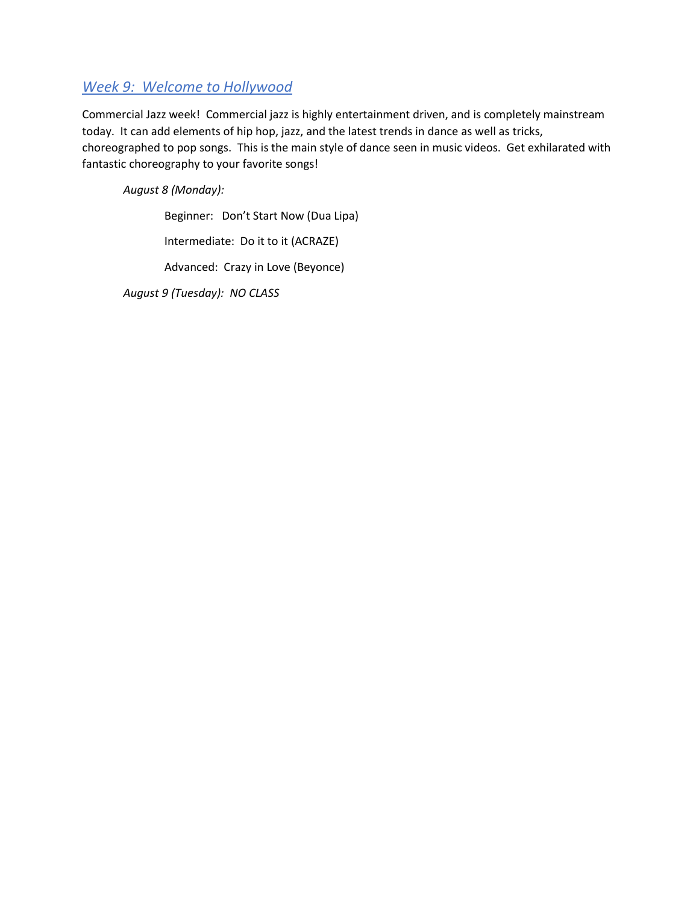## *Week 9: Welcome to Hollywood*

Commercial Jazz week! Commercial jazz is highly entertainment driven, and is completely mainstream today. It can add elements of hip hop, jazz, and the latest trends in dance as well as tricks, choreographed to pop songs. This is the main style of dance seen in music videos. Get exhilarated with fantastic choreography to your favorite songs!

*August 8 (Monday):*

Beginner: Don't Start Now (Dua Lipa)

Intermediate: Do it to it (ACRAZE)

Advanced: Crazy in Love (Beyonce)

*August 9 (Tuesday): NO CLASS*